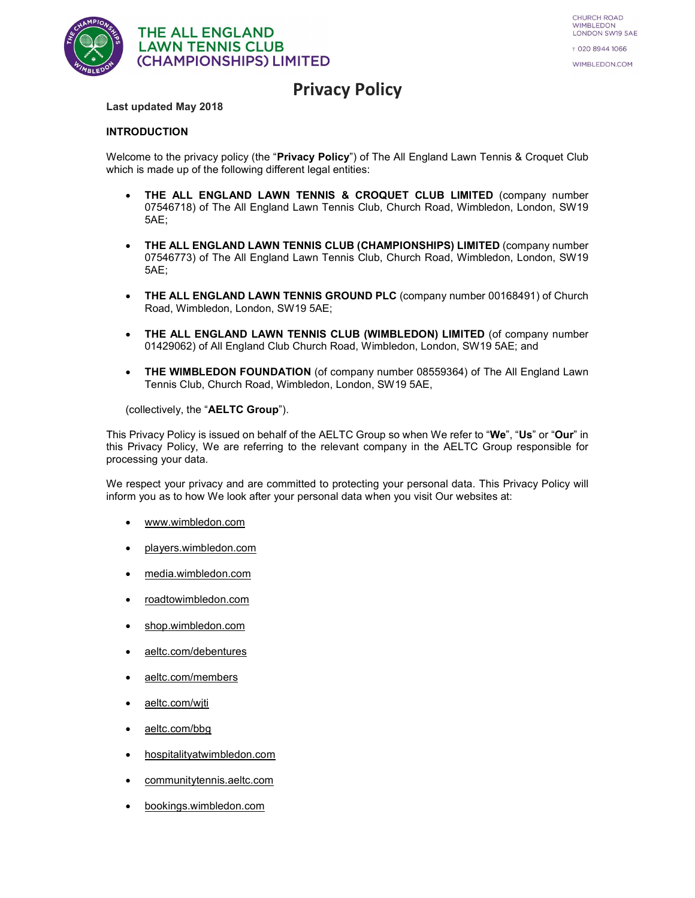# Privacy Policy

**Last updated May 2018**

## INTRODUCTION

Welcome to the privacy policy (the "**Privacy Policy**") of The All England Lawn Tennis & Croquet Club which is made up of the following different legal entities:

- **THE ALL ENGLAND LAWN TENNIS & CROQUET CLUB LIMITED** (company number 07546718) of The All England Lawn Tennis Club, Church Road, Wimbledon, London, SW19 5AE;
- **THE ALL ENGLAND LAWN TENNIS CLUB (CHAMPIONSHIPS) LIMITED** (company number 07546773) of The All England Lawn Tennis Club, Church Road, Wimbledon, London, SW19 5AE;
- **THE ALL ENGLAND LAWN TENNIS GROUND PLC** (company number 00168491) of Church Road, Wimbledon, London, SW19 5AE;
- **THE ALL ENGLAND LAWN TENNIS CLUB (WIMBLEDON) LIMITED** (of company number 01429062) of All England Club Church Road, Wimbledon, London, SW19 5AE; and
- **THE WIMBLEDON FOUNDATION** (of company number 08559364) of The All England Lawn Tennis Club, Church Road, Wimbledon, London, SW19 5AE,

(collectively, the "**AELTC Group**").

This Privacy Policy is issued on behalf of the AELTC Group so when We refer to "**We**", "**Us**" or "**Our**" in this Privacy Policy, We are referring to the relevant company in the AELTC Group responsible for processing your data.

We respect your privacy and are committed to protecting your personal data. This Privacy Policy will inform you as to how We look after your personal data when you visit Our websites at:

- www.wimbledon.com
- players.wimbledon.com
- media.wimbledon.com
- roadtowimbledon.com
- shop.wimbledon.com
- aeltc.com/debentures
- aeltc.com/members
- aeltc.com/wjti
- aeltc.com/bbg
- hospitalityatwimbledon.com
- communitytennis.aeltc.com
- bookings.wimbledon.com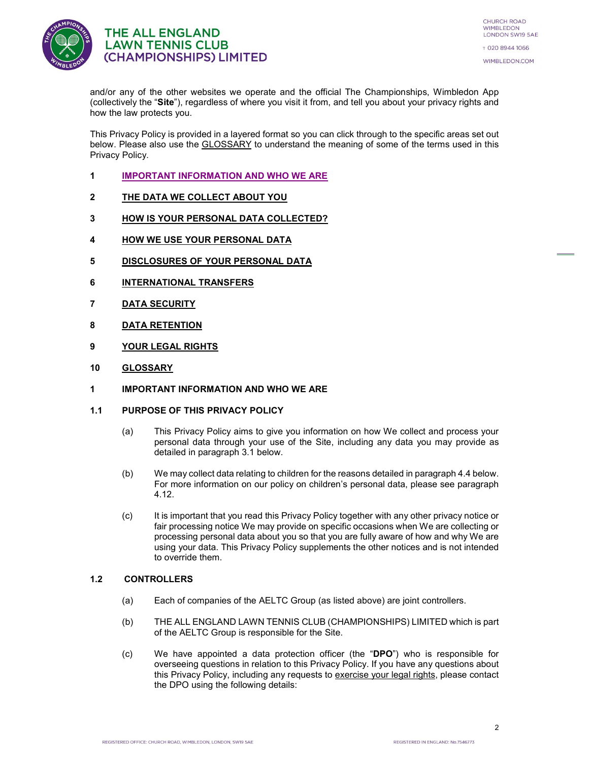and/or any of the other websites we operate and the official The Championships, Wimbledon App (collectively the "**Site**"), regardless of where you visit it from, and tell you about your privacy rights and how the law protects you.

This Privacy Policy is provided in a layered format so you can click through to the specific areas set out below. Please also use the GLOSSARY to understand the meaning of some of the terms used in this Privacy Policy.

1. IMPORTANT INFORMATION AND WHO WE ARE
2. THE DATA WE COLLECT ABOUT YOU
3. HOW IS YOUR PERSONAL DATA COLLECTED?
4. HOW WE USE YOUR PERSONAL DATA
5. DISCLOSURES OF YOUR PERSONAL DATA
6. INTERNATIONAL TRANSFERS
7. DATA SECURITY
8. DATA RETENTION
9. YOUR LEGAL RIGHTS
10. GLOSSARY

## 1 IMPORTANT INFORMATION AND WHO WE ARE

### 1.1 PURPOSE OF THIS PRIVACY POLICY

(a) This Privacy Policy aims to give you information on how We collect and process your personal data through your use of the Site, including any data you may provide as detailed in paragraph 3.1 below.

(b) We may collect data relating to children for the reasons detailed in paragraph 4.4 below. For more information on our policy on children's personal data, please see paragraph 4.12.

(c) It is important that you read this Privacy Policy together with any other privacy notice or fair processing notice We may provide on specific occasions when We are collecting or processing personal data about you so that you are fully aware of how and why We are using your data. This Privacy Policy supplements the other notices and is not intended to override them.

### 1.2 CONTROLLERS

(a) Each of companies of the AELTC Group (as listed above) are joint controllers.

(b) THE ALL ENGLAND LAWN TENNIS CLUB (CHAMPIONSHIPS) LIMITED which is part of the AELTC Group is responsible for the Site.

(c) We have appointed a data protection officer (the "**DPO**") who is responsible for overseeing questions in relation to this Privacy Policy. If you have any questions about this Privacy Policy, including any requests to exercise your legal rights, please contact the DPO using the following details: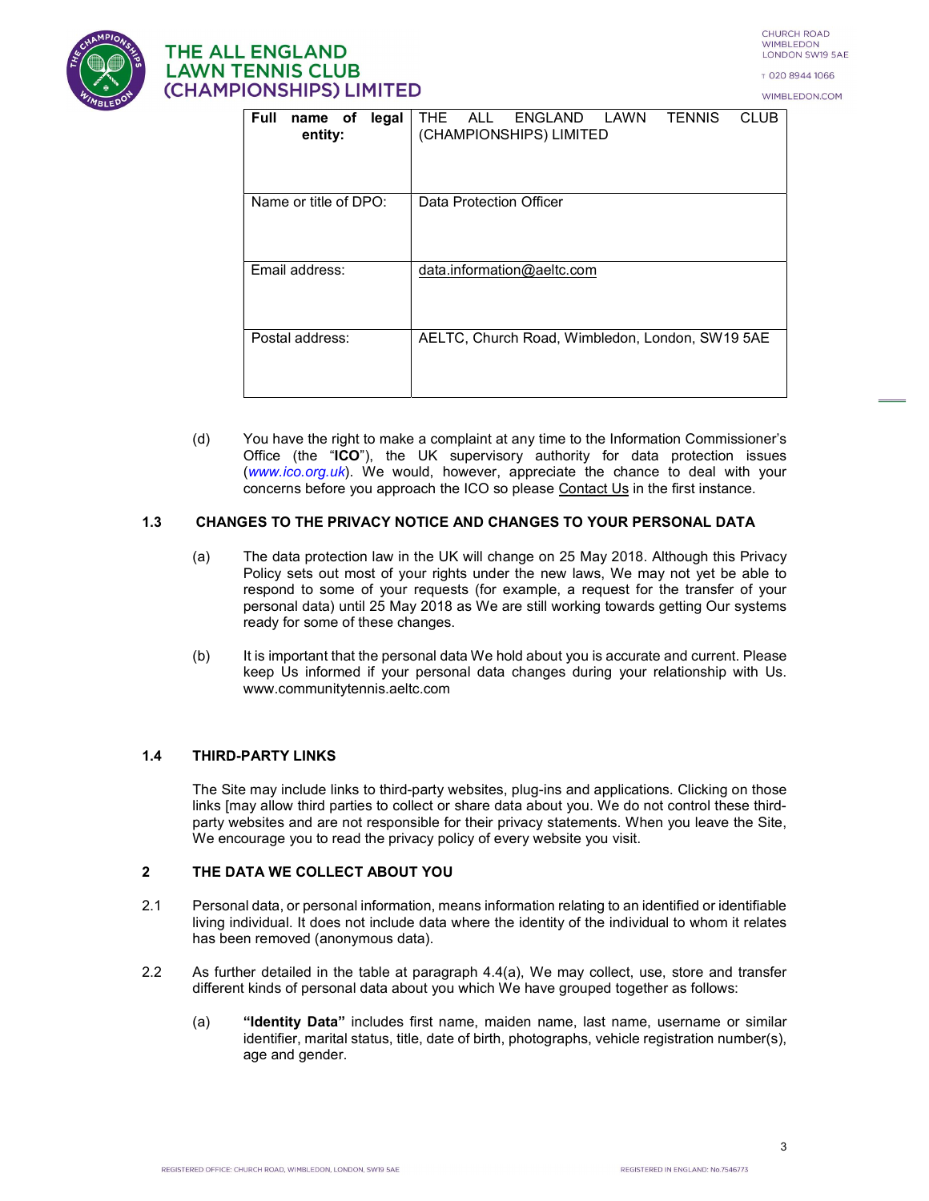| **Full name of legal entity:** | THE ALL ENGLAND LAWN TENNIS CLUB (CHAMPIONSHIPS) LIMITED |
| --- | --- |
| Name or title of DPO: | Data Protection Officer |
| Email address: | data.information@aeltc.com |
| Postal address: | AELTC, Church Road, Wimbledon, London, SW19 5AE |

(d) You have the right to make a complaint at any time to the Information Commissioner's Office (the "**ICO**"), the UK supervisory authority for data protection issues (*www.ico.org.uk*). We would, however, appreciate the chance to deal with your concerns before you approach the ICO so please Contact Us in the first instance.

## 1.3 CHANGES TO THE PRIVACY NOTICE AND CHANGES TO YOUR PERSONAL DATA

(a) The data protection law in the UK will change on 25 May 2018. Although this Privacy Policy sets out most of your rights under the new laws, We may not yet be able to respond to some of your requests (for example, a request for the transfer of your personal data) until 25 May 2018 as We are still working towards getting Our systems ready for some of these changes.

(b) It is important that the personal data We hold about you is accurate and current. Please keep Us informed if your personal data changes during your relationship with Us. www.communitytennis.aeltc.com

## 1.4 THIRD-PARTY LINKS

The Site may include links to third-party websites, plug-ins and applications. Clicking on those links [may allow third parties to collect or share data about you. We do not control these third-party websites and are not responsible for their privacy statements. When you leave the Site, We encourage you to read the privacy policy of every website you visit.

## 2 THE DATA WE COLLECT ABOUT YOU

2.1 Personal data, or personal information, means information relating to an identified or identifiable living individual. It does not include data where the identity of the individual to whom it relates has been removed (anonymous data).

2.2 As further detailed in the table at paragraph 4.4(a), We may collect, use, store and transfer different kinds of personal data about you which We have grouped together as follows:

(a) **"Identity Data"** includes first name, maiden name, last name, username or similar identifier, marital status, title, date of birth, photographs, vehicle registration number(s), age and gender.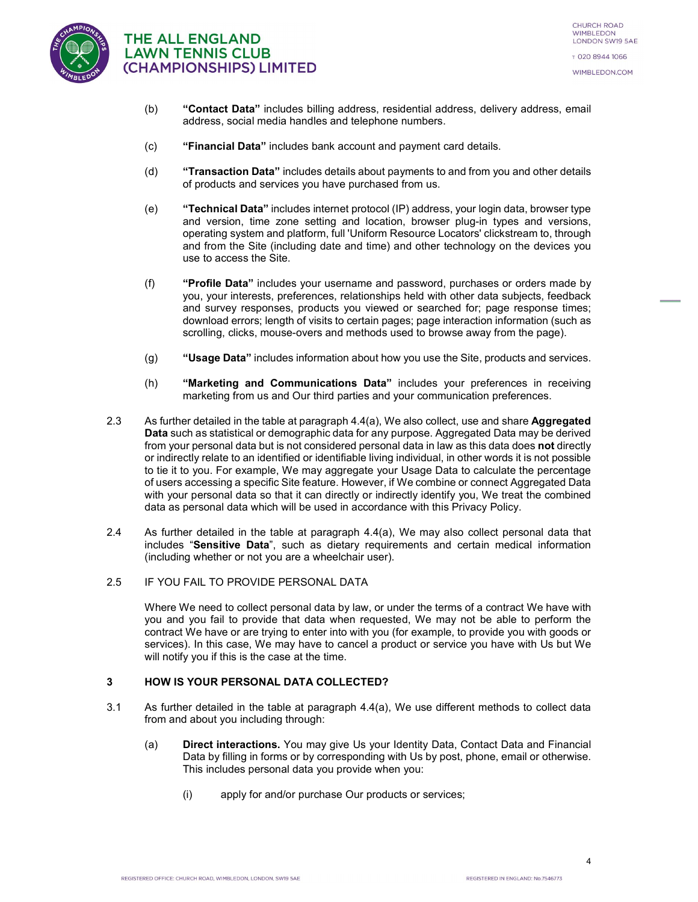(b) **"Contact Data"** includes billing address, residential address, delivery address, email address, social media handles and telephone numbers.

(c) **"Financial Data"** includes bank account and payment card details.

(d) **"Transaction Data"** includes details about payments to and from you and other details of products and services you have purchased from us.

(e) **"Technical Data"** includes internet protocol (IP) address, your login data, browser type and version, time zone setting and location, browser plug-in types and versions, operating system and platform, full 'Uniform Resource Locators' clickstream to, through and from the Site (including date and time) and other technology on the devices you use to access the Site.

(f) **"Profile Data"** includes your username and password, purchases or orders made by you, your interests, preferences, relationships held with other data subjects, feedback and survey responses, products you viewed or searched for; page response times; download errors; length of visits to certain pages; page interaction information (such as scrolling, clicks, mouse-overs and methods used to browse away from the page).

(g) **"Usage Data"** includes information about how you use the Site, products and services.

(h) **"Marketing and Communications Data"** includes your preferences in receiving marketing from us and Our third parties and your communication preferences.

2.3 As further detailed in the table at paragraph 4.4(a), We also collect, use and share **Aggregated Data** such as statistical or demographic data for any purpose. Aggregated Data may be derived from your personal data but is not considered personal data in law as this data does **not** directly or indirectly relate to an identified or identifiable living individual, in other words it is not possible to tie it to you. For example, We may aggregate your Usage Data to calculate the percentage of users accessing a specific Site feature. However, if We combine or connect Aggregated Data with your personal data so that it can directly or indirectly identify you, We treat the combined data as personal data which will be used in accordance with this Privacy Policy.

2.4 As further detailed in the table at paragraph 4.4(a), We may also collect personal data that includes "**Sensitive Data**", such as dietary requirements and certain medical information (including whether or not you are a wheelchair user).

2.5 IF YOU FAIL TO PROVIDE PERSONAL DATA

Where We need to collect personal data by law, or under the terms of a contract We have with you and you fail to provide that data when requested, We may not be able to perform the contract We have or are trying to enter into with you (for example, to provide you with goods or services). In this case, We may have to cancel a product or service you have with Us but We will notify you if this is the case at the time.

## 3 HOW IS YOUR PERSONAL DATA COLLECTED?

3.1 As further detailed in the table at paragraph 4.4(a), We use different methods to collect data from and about you including through:

(a) **Direct interactions.** You may give Us your Identity Data, Contact Data and Financial Data by filling in forms or by corresponding with Us by post, phone, email or otherwise. This includes personal data you provide when you:

(i) apply for and/or purchase Our products or services;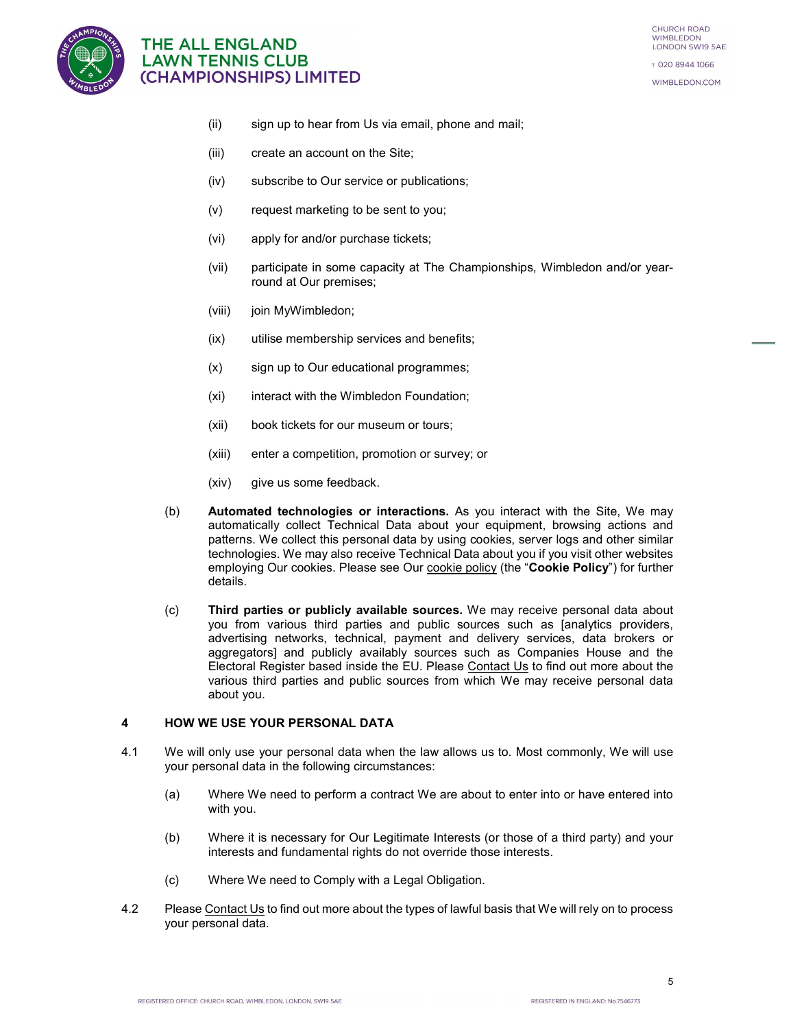(ii) sign up to hear from Us via email, phone and mail;

(iii) create an account on the Site;

(iv) subscribe to Our service or publications;

(v) request marketing to be sent to you;

(vi) apply for and/or purchase tickets;

(vii) participate in some capacity at The Championships, Wimbledon and/or year-round at Our premises;

(viii) join MyWimbledon;

(ix) utilise membership services and benefits;

(x) sign up to Our educational programmes;

(xi) interact with the Wimbledon Foundation;

(xii) book tickets for our museum or tours;

(xiii) enter a competition, promotion or survey; or

(xiv) give us some feedback.

(b) **Automated technologies or interactions.** As you interact with the Site, We may automatically collect Technical Data about your equipment, browsing actions and patterns. We collect this personal data by using cookies, server logs and other similar technologies. We may also receive Technical Data about you if you visit other websites employing Our cookies. Please see Our cookie policy (the "**Cookie Policy**") for further details.

(c) **Third parties or publicly available sources.** We may receive personal data about you from various third parties and public sources such as [analytics providers, advertising networks, technical, payment and delivery services, data brokers or aggregators] and publicly availably sources such as Companies House and the Electoral Register based inside the EU. Please Contact Us to find out more about the various third parties and public sources from which We may receive personal data about you.

## 4 HOW WE USE YOUR PERSONAL DATA

4.1 We will only use your personal data when the law allows us to. Most commonly, We will use your personal data in the following circumstances:

(a) Where We need to perform a contract We are about to enter into or have entered into with you.

(b) Where it is necessary for Our Legitimate Interests (or those of a third party) and your interests and fundamental rights do not override those interests.

(c) Where We need to Comply with a Legal Obligation.

4.2 Please Contact Us to find out more about the types of lawful basis that We will rely on to process your personal data.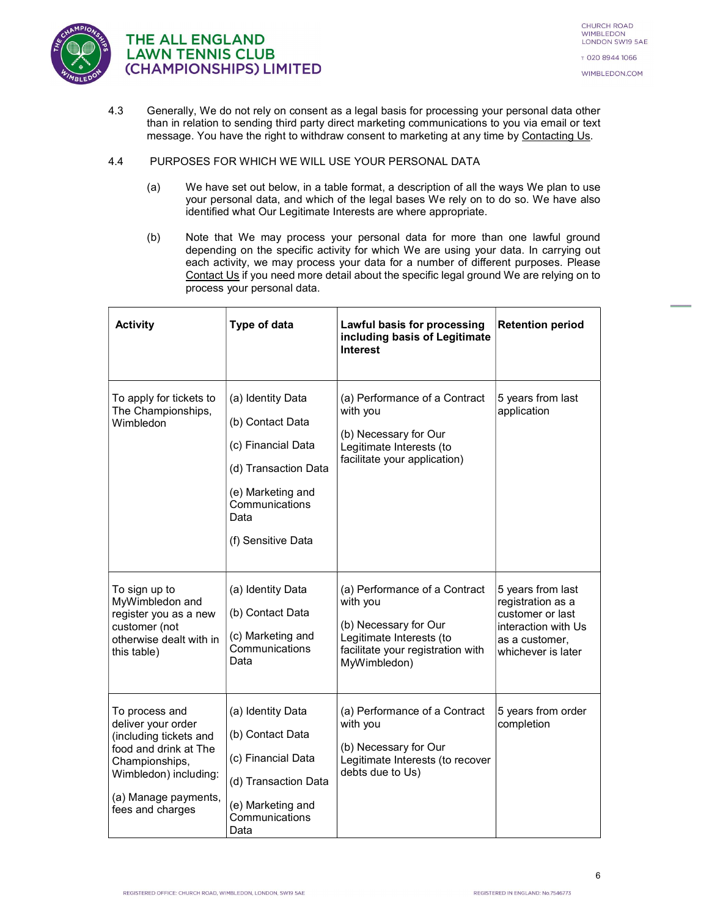4.3 Generally, We do not rely on consent as a legal basis for processing your personal data other than in relation to sending third party direct marketing communications to you via email or text message. You have the right to withdraw consent to marketing at any time by Contacting Us.

4.4 PURPOSES FOR WHICH WE WILL USE YOUR PERSONAL DATA

(a) We have set out below, in a table format, a description of all the ways We plan to use your personal data, and which of the legal bases We rely on to do so. We have also identified what Our Legitimate Interests are where appropriate.

(b) Note that We may process your personal data for more than one lawful ground depending on the specific activity for which We are using your data. In carrying out each activity, we may process your data for a number of different purposes. Please Contact Us if you need more detail about the specific legal ground We are relying on to process your personal data.

| **Activity** | **Type of data** | **Lawful basis for processing including basis of Legitimate Interest** | **Retention period** |
|---|---|---|---|
| To apply for tickets to The Championships, Wimbledon | (a) Identity Data<br>(b) Contact Data<br>(c) Financial Data<br>(d) Transaction Data<br>(e) Marketing and Communications Data<br>(f) Sensitive Data | (a) Performance of a Contract with you<br>(b) Necessary for Our Legitimate Interests (to facilitate your application) | 5 years from last application |
| To sign up to MyWimbledon and register you as a new customer (not otherwise dealt with in this table) | (a) Identity Data<br>(b) Contact Data<br>(c) Marketing and Communications Data | (a) Performance of a Contract with you<br>(b) Necessary for Our Legitimate Interests (to facilitate your registration with MyWimbledon) | 5 years from last registration as a customer or last interaction with Us as a customer, whichever is later |
| To process and deliver your order (including tickets and food and drink at The Championships, Wimbledon) including:<br>(a) Manage payments, fees and charges | (a) Identity Data<br>(b) Contact Data<br>(c) Financial Data<br>(d) Transaction Data<br>(e) Marketing and Communications Data | (a) Performance of a Contract with you<br>(b) Necessary for Our Legitimate Interests (to recover debts due to Us) | 5 years from order completion |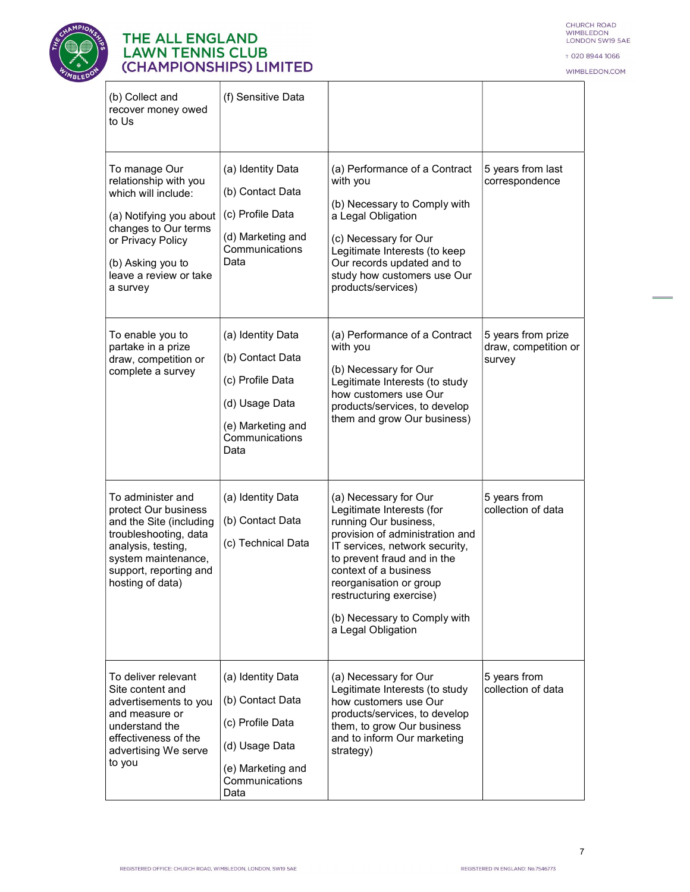| | | | |
|---|---|---|---|
| (b) Collect and recover money owed to Us | (f) Sensitive Data | | |
| To manage Our relationship with you which will include:<br><br>(a) Notifying you about changes to Our terms or Privacy Policy<br><br>(b) Asking you to leave a review or take a survey | (a) Identity Data<br><br>(b) Contact Data<br><br>(c) Profile Data<br><br>(d) Marketing and Communications Data | (a) Performance of a Contract with you<br><br>(b) Necessary to Comply with a Legal Obligation<br><br>(c) Necessary for Our Legitimate Interests (to keep Our records updated and to study how customers use Our products/services) | 5 years from last correspondence |
| To enable you to partake in a prize draw, competition or complete a survey | (a) Identity Data<br><br>(b) Contact Data<br><br>(c) Profile Data<br><br>(d) Usage Data<br><br>(e) Marketing and Communications Data | (a) Performance of a Contract with you<br><br>(b) Necessary for Our Legitimate Interests (to study how customers use Our products/services, to develop them and grow Our business) | 5 years from prize draw, competition or survey |
| To administer and protect Our business and the Site (including troubleshooting, data analysis, testing, system maintenance, support, reporting and hosting of data) | (a) Identity Data<br><br>(b) Contact Data<br><br>(c) Technical Data | (a) Necessary for Our Legitimate Interests (for running Our business, provision of administration and IT services, network security, to prevent fraud and in the context of a business reorganisation or group restructuring exercise)<br><br>(b) Necessary to Comply with a Legal Obligation | 5 years from collection of data |
| To deliver relevant Site content and advertisements to you and measure or understand the effectiveness of the advertising We serve to you | (a) Identity Data<br><br>(b) Contact Data<br><br>(c) Profile Data<br><br>(d) Usage Data<br><br>(e) Marketing and Communications Data | (a) Necessary for Our Legitimate Interests (to study how customers use Our products/services, to develop them, to grow Our business and to inform Our marketing strategy) | 5 years from collection of data |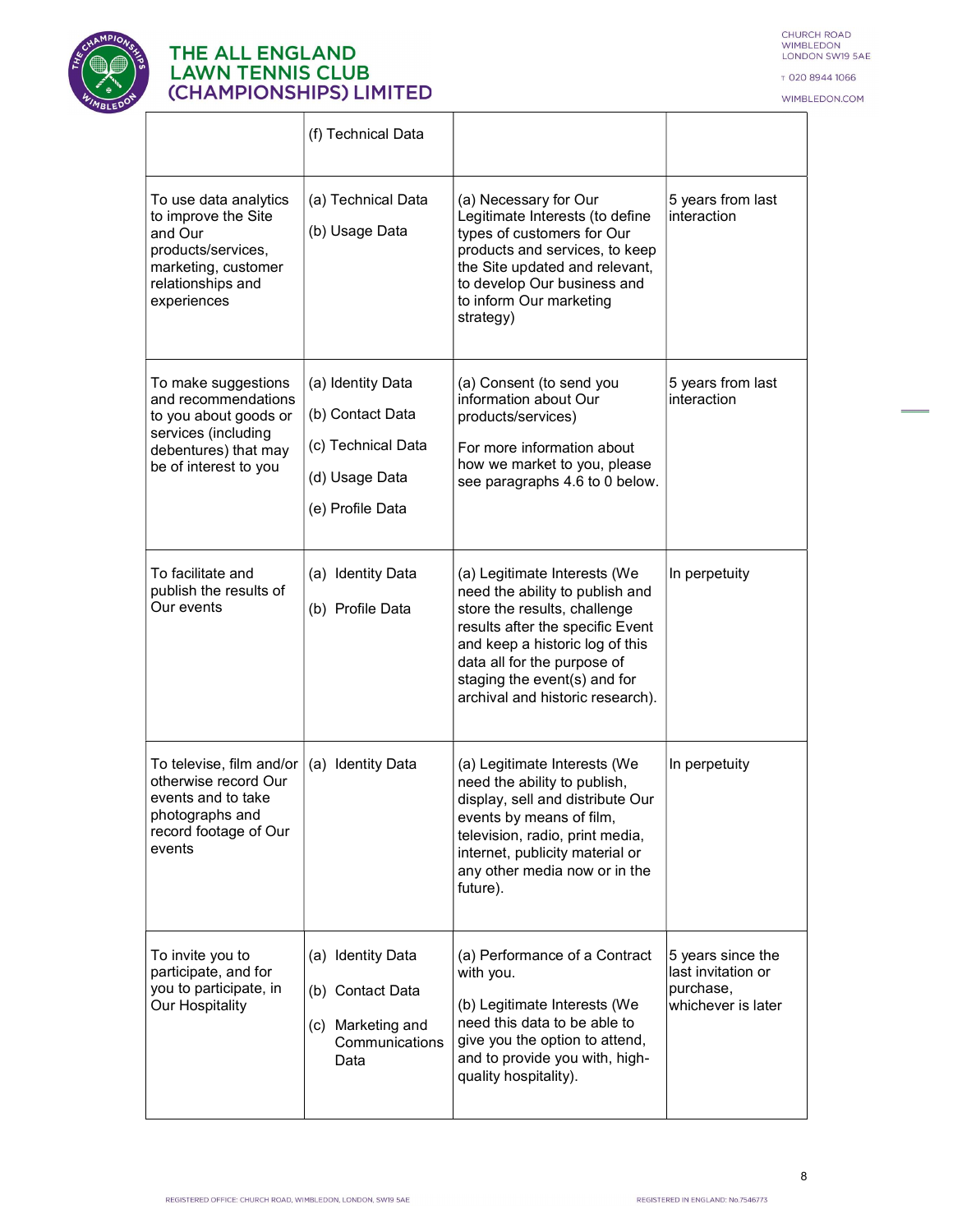| | | | |
|---|---|---|---|
| | (f) Technical Data | | |
| To use data analytics to improve the Site and Our products/services, marketing, customer relationships and experiences | (a) Technical Data<br><br>(b) Usage Data | (a) Necessary for Our Legitimate Interests (to define types of customers for Our products and services, to keep the Site updated and relevant, to develop Our business and to inform Our marketing strategy) | 5 years from last interaction |
| To make suggestions and recommendations to you about goods or services (including debentures) that may be of interest to you | (a) Identity Data<br><br>(b) Contact Data<br><br>(c) Technical Data<br><br>(d) Usage Data<br><br>(e) Profile Data | (a) Consent (to send you information about Our products/services)<br><br>For more information about how we market to you, please see paragraphs 4.6 to 0 below. | 5 years from last interaction |
| To facilitate and publish the results of Our events | (a) Identity Data<br><br>(b) Profile Data | (a) Legitimate Interests (We need the ability to publish and store the results, challenge results after the specific Event and keep a historic log of this data all for the purpose of staging the event(s) and for archival and historic research). | In perpetuity |
| To televise, film and/or otherwise record Our events and to take photographs and record footage of Our events | (a) Identity Data | (a) Legitimate Interests (We need the ability to publish, display, sell and distribute Our events by means of film, television, radio, print media, internet, publicity material or any other media now or in the future). | In perpetuity |
| To invite you to participate, and for you to participate, in Our Hospitality | (a) Identity Data<br><br>(b) Contact Data<br><br>(c) Marketing and Communications Data | (a) Performance of a Contract with you.<br><br>(b) Legitimate Interests (We need this data to be able to give you the option to attend, and to provide you with, high-quality hospitality). | 5 years since the last invitation or purchase, whichever is later |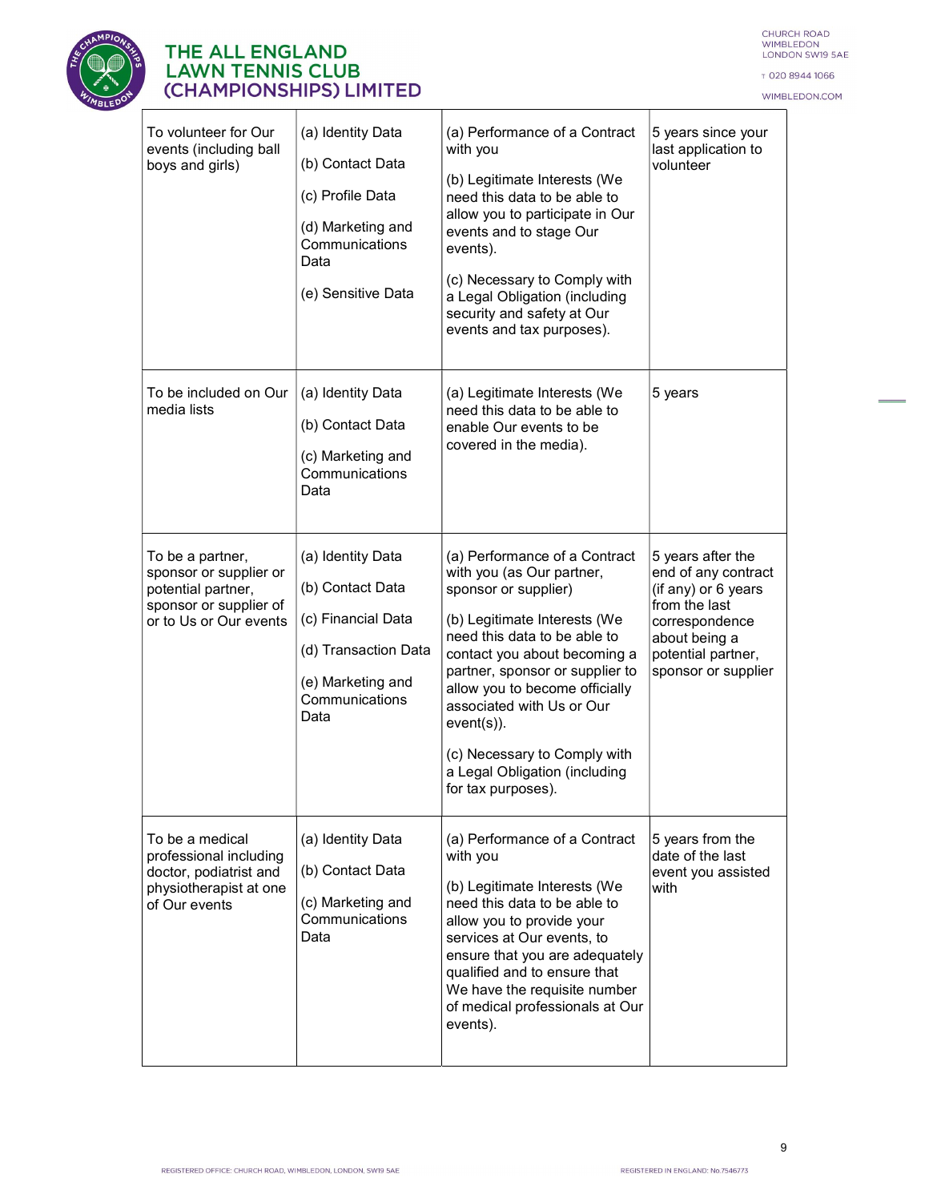| | | | |
|---|---|---|---|
| To volunteer for Our events (including ball boys and girls) | (a) Identity Data<br><br>(b) Contact Data<br><br>(c) Profile Data<br><br>(d) Marketing and Communications Data<br><br>(e) Sensitive Data | (a) Performance of a Contract with you<br><br>(b) Legitimate Interests (We need this data to be able to allow you to participate in Our events and to stage Our events).<br><br>(c) Necessary to Comply with a Legal Obligation (including security and safety at Our events and tax purposes). | 5 years since your last application to volunteer |
| To be included on Our media lists | (a) Identity Data<br><br>(b) Contact Data<br><br>(c) Marketing and Communications Data | (a) Legitimate Interests (We need this data to be able to enable Our events to be covered in the media). | 5 years |
| To be a partner, sponsor or supplier or potential partner, sponsor or supplier of or to Us or Our events | (a) Identity Data<br><br>(b) Contact Data<br><br>(c) Financial Data<br><br>(d) Transaction Data<br><br>(e) Marketing and Communications Data | (a) Performance of a Contract with you (as Our partner, sponsor or supplier)<br><br>(b) Legitimate Interests (We need this data to be able to contact you about becoming a partner, sponsor or supplier to allow you to become officially associated with Us or Our event(s)).<br><br>(c) Necessary to Comply with a Legal Obligation (including for tax purposes). | 5 years after the end of any contract (if any) or 6 years from the last correspondence about being a potential partner, sponsor or supplier |
| To be a medical professional including doctor, podiatrist and physiotherapist at one of Our events | (a) Identity Data<br><br>(b) Contact Data<br><br>(c) Marketing and Communications Data | (a) Performance of a Contract with you<br><br>(b) Legitimate Interests (We need this data to be able to allow you to provide your services at Our events, to ensure that you are adequately qualified and to ensure that We have the requisite number of medical professionals at Our events). | 5 years from the date of the last event you assisted with |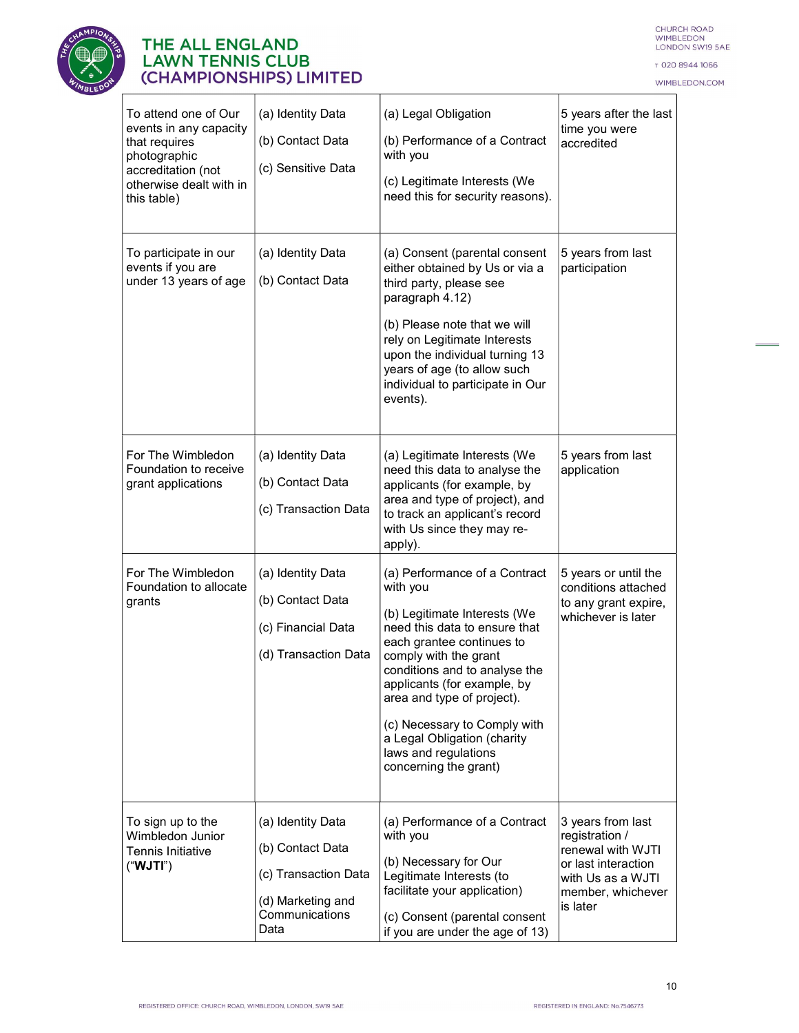| | | | |
|---|---|---|---|
| To attend one of Our events in any capacity that requires photographic accreditation (not otherwise dealt with in this table) | (a) Identity Data<br><br>(b) Contact Data<br><br>(c) Sensitive Data | (a) Legal Obligation<br><br>(b) Performance of a Contract with you<br><br>(c) Legitimate Interests (We need this for security reasons). | 5 years after the last time you were accredited |
| To participate in our events if you are under 13 years of age | (a) Identity Data<br><br>(b) Contact Data | (a) Consent (parental consent either obtained by Us or via a third party, please see paragraph 4.12)<br><br>(b) Please note that we will rely on Legitimate Interests upon the individual turning 13 years of age (to allow such individual to participate in Our events). | 5 years from last participation |
| For The Wimbledon Foundation to receive grant applications | (a) Identity Data<br><br>(b) Contact Data<br><br>(c) Transaction Data | (a) Legitimate Interests (We need this data to analyse the applicants (for example, by area and type of project), and to track an applicant's record with Us since they may re-apply). | 5 years from last application |
| For The Wimbledon Foundation to allocate grants | (a) Identity Data<br><br>(b) Contact Data<br><br>(c) Financial Data<br><br>(d) Transaction Data | (a) Performance of a Contract with you<br><br>(b) Legitimate Interests (We need this data to ensure that each grantee continues to comply with the grant conditions and to analyse the applicants (for example, by area and type of project).<br><br>(c) Necessary to Comply with a Legal Obligation (charity laws and regulations concerning the grant) | 5 years or until the conditions attached to any grant expire, whichever is later |
| To sign up to the Wimbledon Junior Tennis Initiative ("**WJTI**") | (a) Identity Data<br><br>(b) Contact Data<br><br>(c) Transaction Data<br><br>(d) Marketing and Communications Data | (a) Performance of a Contract with you<br><br>(b) Necessary for Our Legitimate Interests (to facilitate your application)<br><br>(c) Consent (parental consent if you are under the age of 13) | 3 years from last registration / renewal with WJTI or last interaction with Us as a WJTI member, whichever is later |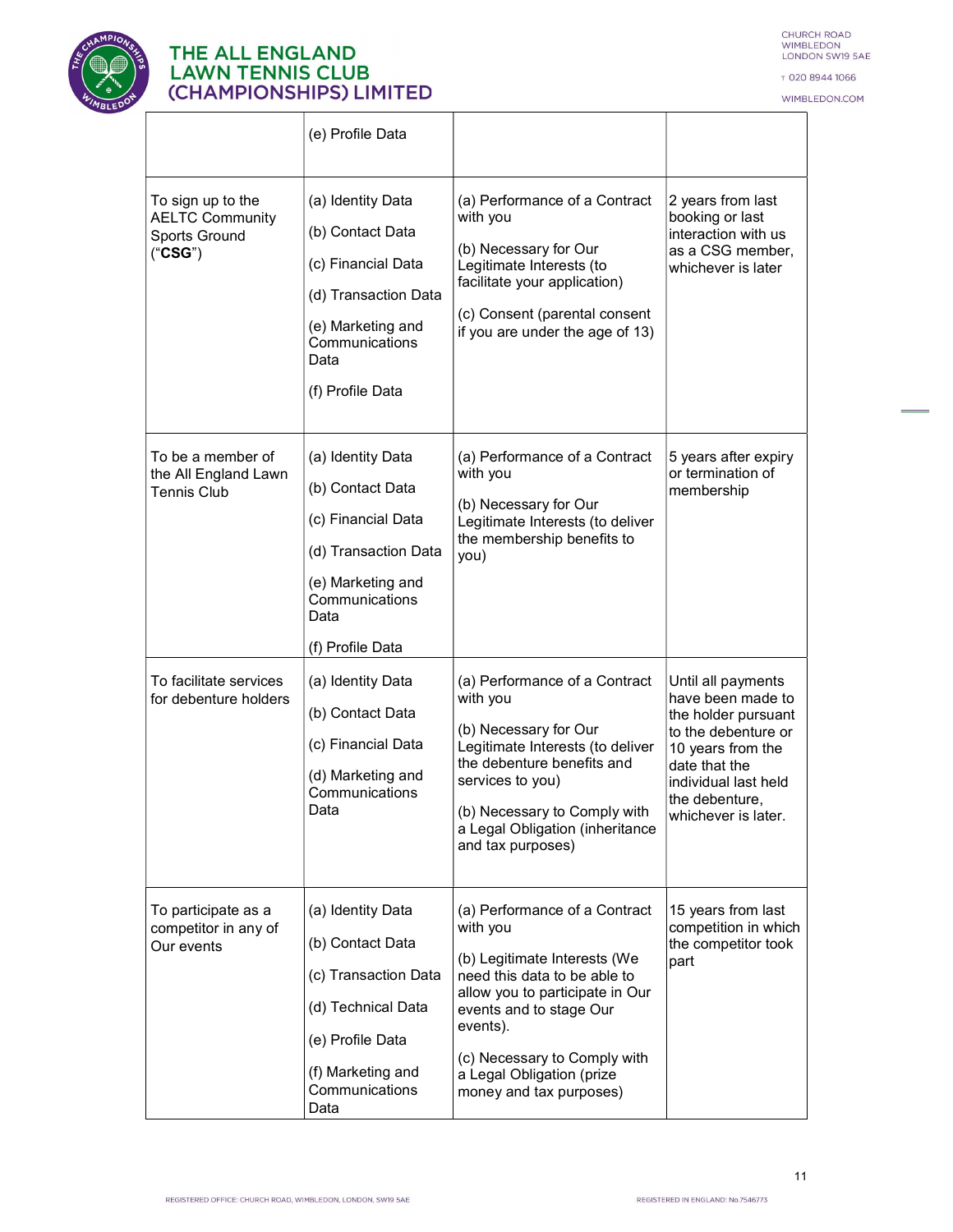| | | | |
|---|---|---|---|
| | (e) Profile Data | | |
| To sign up to the AELTC Community Sports Ground ("**CSG**") | (a) Identity Data<br><br>(b) Contact Data<br><br>(c) Financial Data<br><br>(d) Transaction Data<br><br>(e) Marketing and Communications Data<br><br>(f) Profile Data | (a) Performance of a Contract with you<br><br>(b) Necessary for Our Legitimate Interests (to facilitate your application)<br><br>(c) Consent (parental consent if you are under the age of 13) | 2 years from last booking or last interaction with us as a CSG member, whichever is later |
| To be a member of the All England Lawn Tennis Club | (a) Identity Data<br><br>(b) Contact Data<br><br>(c) Financial Data<br><br>(d) Transaction Data<br><br>(e) Marketing and Communications Data<br><br>(f) Profile Data | (a) Performance of a Contract with you<br><br>(b) Necessary for Our Legitimate Interests (to deliver the membership benefits to you) | 5 years after expiry or termination of membership |
| To facilitate services for debenture holders | (a) Identity Data<br><br>(b) Contact Data<br><br>(c) Financial Data<br><br>(d) Marketing and Communications Data | (a) Performance of a Contract with you<br><br>(b) Necessary for Our Legitimate Interests (to deliver the debenture benefits and services to you)<br><br>(b) Necessary to Comply with a Legal Obligation (inheritance and tax purposes) | Until all payments have been made to the holder pursuant to the debenture or 10 years from the date that the individual last held the debenture, whichever is later. |
| To participate as a competitor in any of Our events | (a) Identity Data<br><br>(b) Contact Data<br><br>(c) Transaction Data<br><br>(d) Technical Data<br><br>(e) Profile Data<br><br>(f) Marketing and Communications Data | (a) Performance of a Contract with you<br><br>(b) Legitimate Interests (We need this data to be able to allow you to participate in Our events and to stage Our events).<br><br>(c) Necessary to Comply with a Legal Obligation (prize money and tax purposes) | 15 years from last competition in which the competitor took part |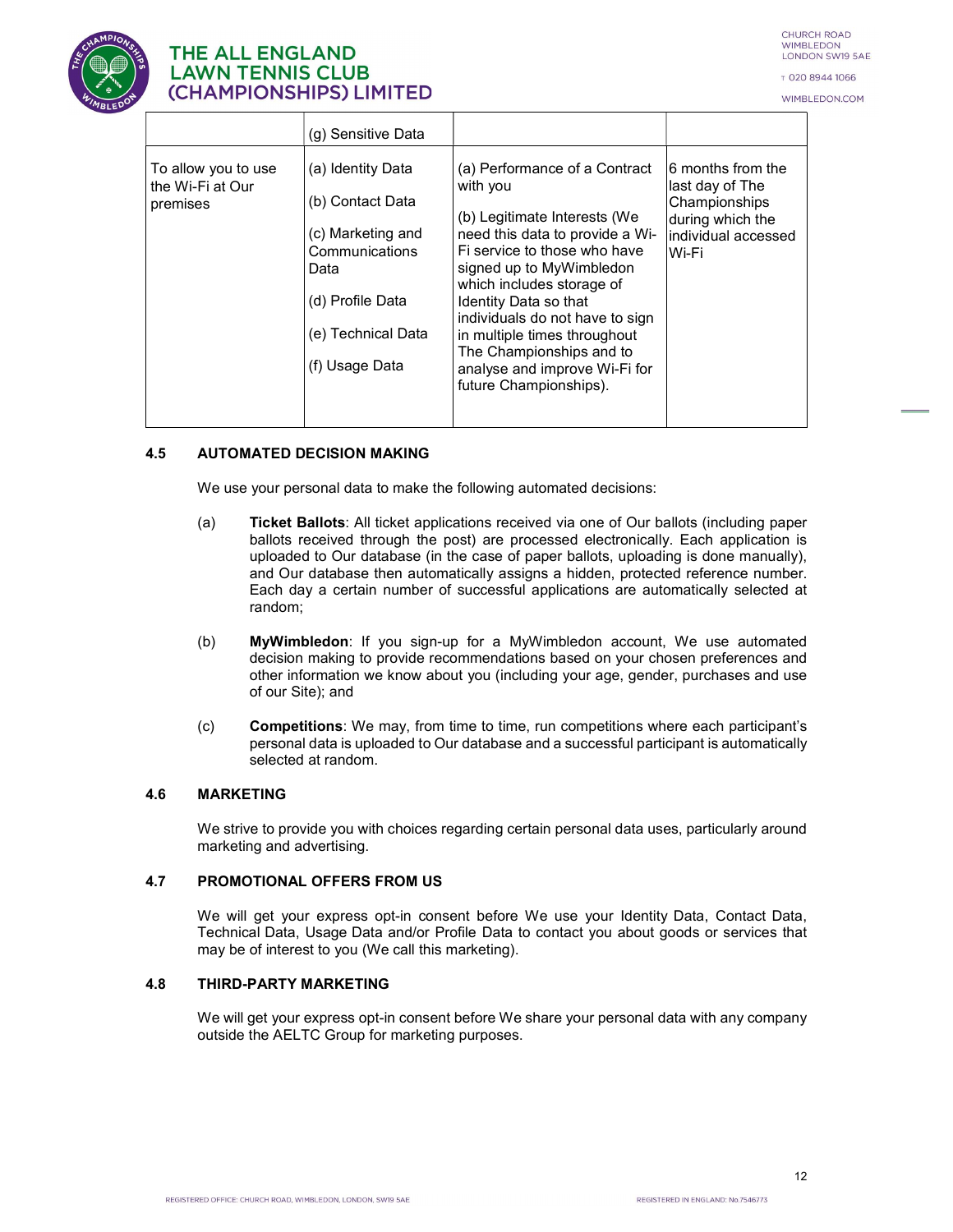| | | | |
|---|---|---|---|
| | (g) Sensitive Data | | |
| To allow you to use the Wi-Fi at Our premises | (a) Identity Data<br><br>(b) Contact Data<br><br>(c) Marketing and Communications Data<br><br>(d) Profile Data<br><br>(e) Technical Data<br><br>(f) Usage Data | (a) Performance of a Contract with you<br><br>(b) Legitimate Interests (We need this data to provide a Wi-Fi service to those who have signed up to MyWimbledon which includes storage of Identity Data so that individuals do not have to sign in multiple times throughout The Championships and to analyse and improve Wi-Fi for future Championships). | 6 months from the last day of The Championships during which the individual accessed Wi-Fi |

### 4.5 AUTOMATED DECISION MAKING

We use your personal data to make the following automated decisions:

(a) **Ticket Ballots**: All ticket applications received via one of Our ballots (including paper ballots received through the post) are processed electronically. Each application is uploaded to Our database (in the case of paper ballots, uploading is done manually), and Our database then automatically assigns a hidden, protected reference number. Each day a certain number of successful applications are automatically selected at random;

(b) **MyWimbledon**: If you sign-up for a MyWimbledon account, We use automated decision making to provide recommendations based on your chosen preferences and other information we know about you (including your age, gender, purchases and use of our Site); and

(c) **Competitions**: We may, from time to time, run competitions where each participant's personal data is uploaded to Our database and a successful participant is automatically selected at random.

### 4.6 MARKETING

We strive to provide you with choices regarding certain personal data uses, particularly around marketing and advertising.

### 4.7 PROMOTIONAL OFFERS FROM US

We will get your express opt-in consent before We use your Identity Data, Contact Data, Technical Data, Usage Data and/or Profile Data to contact you about goods or services that may be of interest to you (We call this marketing).

### 4.8 THIRD-PARTY MARKETING

We will get your express opt-in consent before We share your personal data with any company outside the AELTC Group for marketing purposes.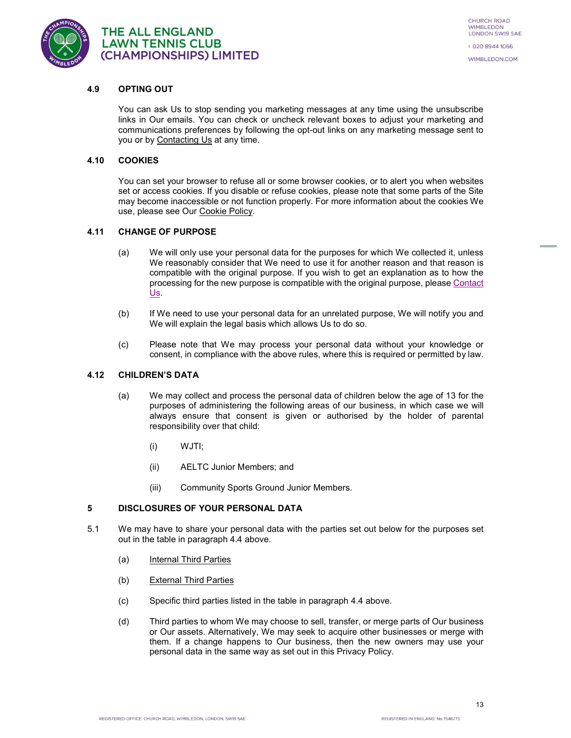### 4.9 OPTING OUT

You can ask Us to stop sending you marketing messages at any time using the unsubscribe links in Our emails. You can check or uncheck relevant boxes to adjust your marketing and communications preferences by following the opt-out links on any marketing message sent to you or by Contacting Us at any time.

### 4.10 COOKIES

You can set your browser to refuse all or some browser cookies, or to alert you when websites set or access cookies. If you disable or refuse cookies, please note that some parts of the Site may become inaccessible or not function properly. For more information about the cookies We use, please see Our Cookie Policy.

### 4.11 CHANGE OF PURPOSE

(a) We will only use your personal data for the purposes for which We collected it, unless We reasonably consider that We need to use it for another reason and that reason is compatible with the original purpose. If you wish to get an explanation as to how the processing for the new purpose is compatible with the original purpose, please Contact Us.

(b) If We need to use your personal data for an unrelated purpose, We will notify you and We will explain the legal basis which allows Us to do so.

(c) Please note that We may process your personal data without your knowledge or consent, in compliance with the above rules, where this is required or permitted by law.

### 4.12 CHILDREN'S DATA

(a) We may collect and process the personal data of children below the age of 13 for the purposes of administering the following areas of our business, in which case we will always ensure that consent is given or authorised by the holder of parental responsibility over that child:

  (i) WJTI;

  (ii) AELTC Junior Members; and

  (iii) Community Sports Ground Junior Members.

## 5 DISCLOSURES OF YOUR PERSONAL DATA

5.1 We may have to share your personal data with the parties set out below for the purposes set out in the table in paragraph 4.4 above.

(a) Internal Third Parties

(b) External Third Parties

(c) Specific third parties listed in the table in paragraph 4.4 above.

(d) Third parties to whom We may choose to sell, transfer, or merge parts of Our business or Our assets. Alternatively, We may seek to acquire other businesses or merge with them. If a change happens to Our business, then the new owners may use your personal data in the same way as set out in this Privacy Policy.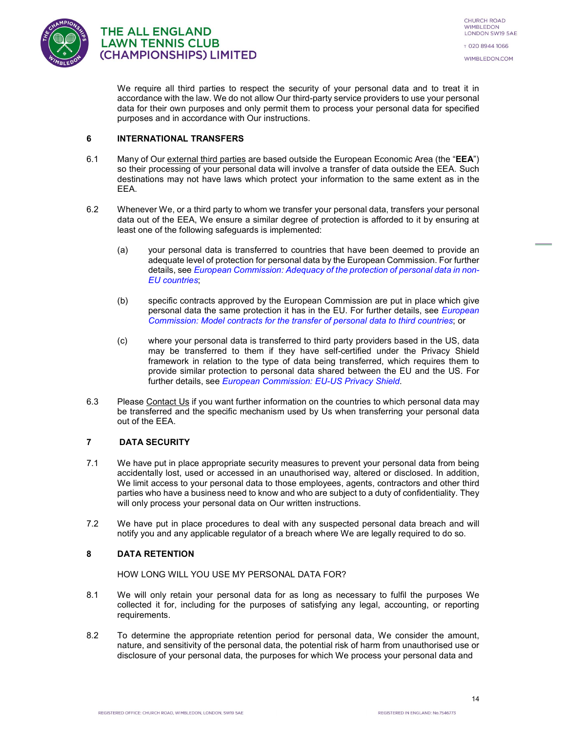We require all third parties to respect the security of your personal data and to treat it in accordance with the law. We do not allow Our third-party service providers to use your personal data for their own purposes and only permit them to process your personal data for specified purposes and in accordance with Our instructions.

## 6 INTERNATIONAL TRANSFERS

6.1 Many of Our external third parties are based outside the European Economic Area (the "**EEA**") so their processing of your personal data will involve a transfer of data outside the EEA. Such destinations may not have laws which protect your information to the same extent as in the EEA.

6.2 Whenever We, or a third party to whom we transfer your personal data, transfers your personal data out of the EEA, We ensure a similar degree of protection is afforded to it by ensuring at least one of the following safeguards is implemented:

(a) your personal data is transferred to countries that have been deemed to provide an adequate level of protection for personal data by the European Commission. For further details, see *European Commission: Adequacy of the protection of personal data in non-EU countries*;

(b) specific contracts approved by the European Commission are put in place which give personal data the same protection it has in the EU. For further details, see *European Commission: Model contracts for the transfer of personal data to third countries*; or

(c) where your personal data is transferred to third party providers based in the US, data may be transferred to them if they have self-certified under the Privacy Shield framework in relation to the type of data being transferred, which requires them to provide similar protection to personal data shared between the EU and the US. For further details, see *European Commission: EU-US Privacy Shield*.

6.3 Please Contact Us if you want further information on the countries to which personal data may be transferred and the specific mechanism used by Us when transferring your personal data out of the EEA.

## 7 DATA SECURITY

7.1 We have put in place appropriate security measures to prevent your personal data from being accidentally lost, used or accessed in an unauthorised way, altered or disclosed. In addition, We limit access to your personal data to those employees, agents, contractors and other third parties who have a business need to know and who are subject to a duty of confidentiality. They will only process your personal data on Our written instructions.

7.2 We have put in place procedures to deal with any suspected personal data breach and will notify you and any applicable regulator of a breach where We are legally required to do so.

## 8 DATA RETENTION

HOW LONG WILL YOU USE MY PERSONAL DATA FOR?

8.1 We will only retain your personal data for as long as necessary to fulfil the purposes We collected it for, including for the purposes of satisfying any legal, accounting, or reporting requirements.

8.2 To determine the appropriate retention period for personal data, We consider the amount, nature, and sensitivity of the personal data, the potential risk of harm from unauthorised use or disclosure of your personal data, the purposes for which We process your personal data and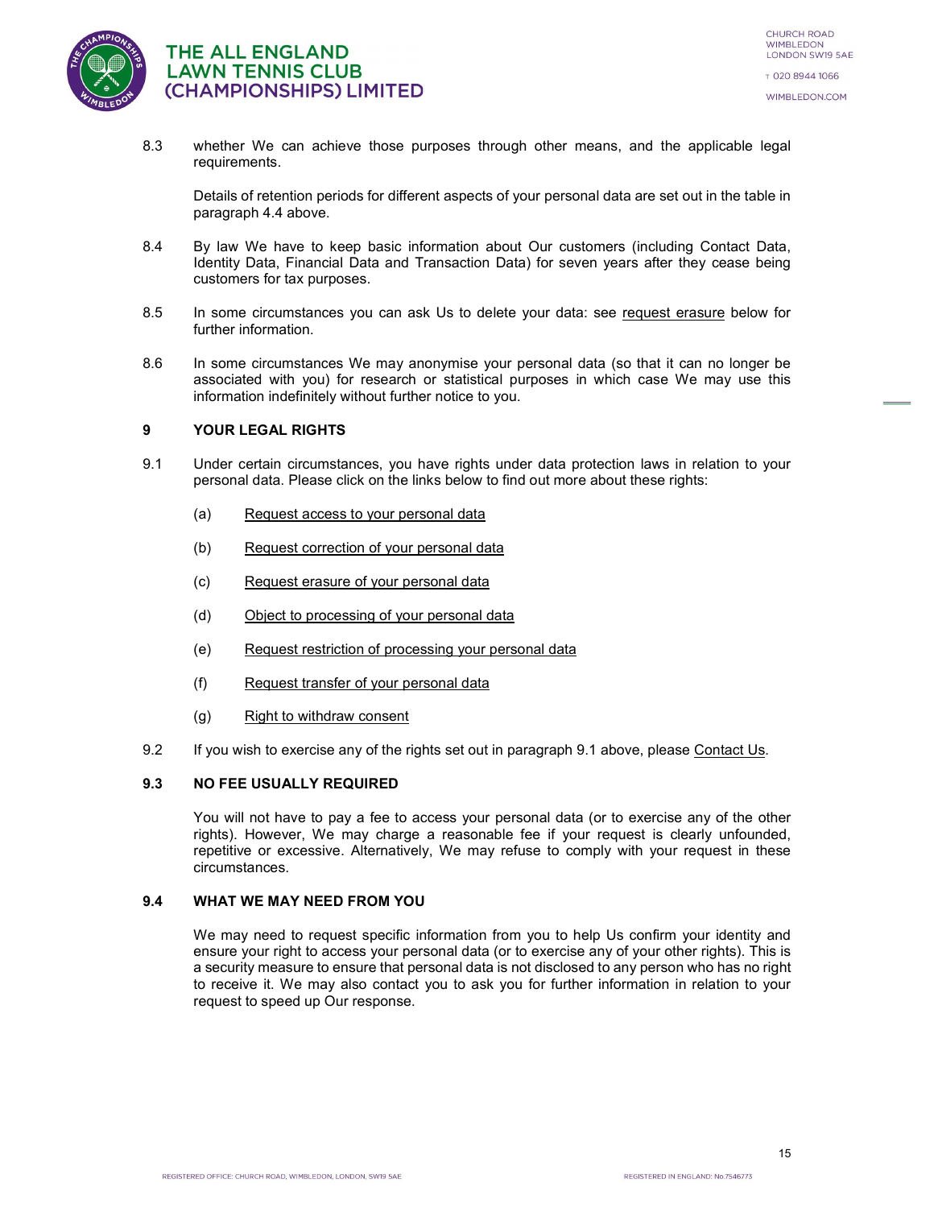8.3 whether We can achieve those purposes through other means, and the applicable legal requirements.

Details of retention periods for different aspects of your personal data are set out in the table in paragraph 4.4 above.

8.4 By law We have to keep basic information about Our customers (including Contact Data, Identity Data, Financial Data and Transaction Data) for seven years after they cease being customers for tax purposes.

8.5 In some circumstances you can ask Us to delete your data: see request erasure below for further information.

8.6 In some circumstances We may anonymise your personal data (so that it can no longer be associated with you) for research or statistical purposes in which case We may use this information indefinitely without further notice to you.

## 9 YOUR LEGAL RIGHTS

9.1 Under certain circumstances, you have rights under data protection laws in relation to your personal data. Please click on the links below to find out more about these rights:

(a) Request access to your personal data

(b) Request correction of your personal data

(c) Request erasure of your personal data

(d) Object to processing of your personal data

(e) Request restriction of processing your personal data

(f) Request transfer of your personal data

(g) Right to withdraw consent

9.2 If you wish to exercise any of the rights set out in paragraph 9.1 above, please Contact Us.

### 9.3 NO FEE USUALLY REQUIRED

You will not have to pay a fee to access your personal data (or to exercise any of the other rights). However, We may charge a reasonable fee if your request is clearly unfounded, repetitive or excessive. Alternatively, We may refuse to comply with your request in these circumstances.

### 9.4 WHAT WE MAY NEED FROM YOU

We may need to request specific information from you to help Us confirm your identity and ensure your right to access your personal data (or to exercise any of your other rights). This is a security measure to ensure that personal data is not disclosed to any person who has no right to receive it. We may also contact you to ask you for further information in relation to your request to speed up Our response.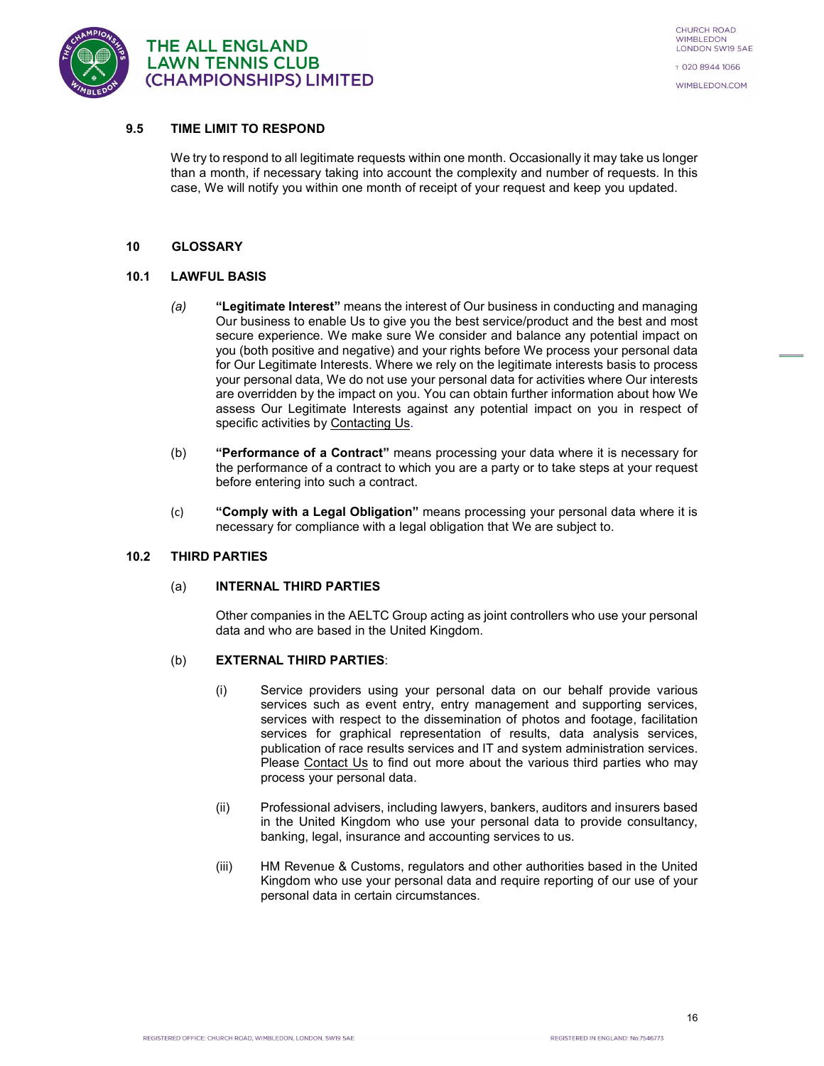### 9.5 TIME LIMIT TO RESPOND

We try to respond to all legitimate requests within one month. Occasionally it may take us longer than a month, if necessary taking into account the complexity and number of requests. In this case, We will notify you within one month of receipt of your request and keep you updated.

## 10 GLOSSARY

### 10.1 LAWFUL BASIS

*(a)* **"Legitimate Interest"** means the interest of Our business in conducting and managing Our business to enable Us to give you the best service/product and the best and most secure experience. We make sure We consider and balance any potential impact on you (both positive and negative) and your rights before We process your personal data for Our Legitimate Interests. Where we rely on the legitimate interests basis to process your personal data, We do not use your personal data for activities where Our interests are overridden by the impact on you. You can obtain further information about how We assess Our Legitimate Interests against any potential impact on you in respect of specific activities by Contacting Us.

(b) **"Performance of a Contract"** means processing your data where it is necessary for the performance of a contract to which you are a party or to take steps at your request before entering into such a contract.

(c) **"Comply with a Legal Obligation"** means processing your personal data where it is necessary for compliance with a legal obligation that We are subject to.

### 10.2 THIRD PARTIES

(a) **INTERNAL THIRD PARTIES**

Other companies in the AELTC Group acting as joint controllers who use your personal data and who are based in the United Kingdom.

(b) **EXTERNAL THIRD PARTIES**:

(i) Service providers using your personal data on our behalf provide various services such as event entry, entry management and supporting services, services with respect to the dissemination of photos and footage, facilitation services for graphical representation of results, data analysis services, publication of race results services and IT and system administration services. Please Contact Us to find out more about the various third parties who may process your personal data.

(ii) Professional advisers, including lawyers, bankers, auditors and insurers based in the United Kingdom who use your personal data to provide consultancy, banking, legal, insurance and accounting services to us.

(iii) HM Revenue & Customs, regulators and other authorities based in the United Kingdom who use your personal data and require reporting of our use of your personal data in certain circumstances.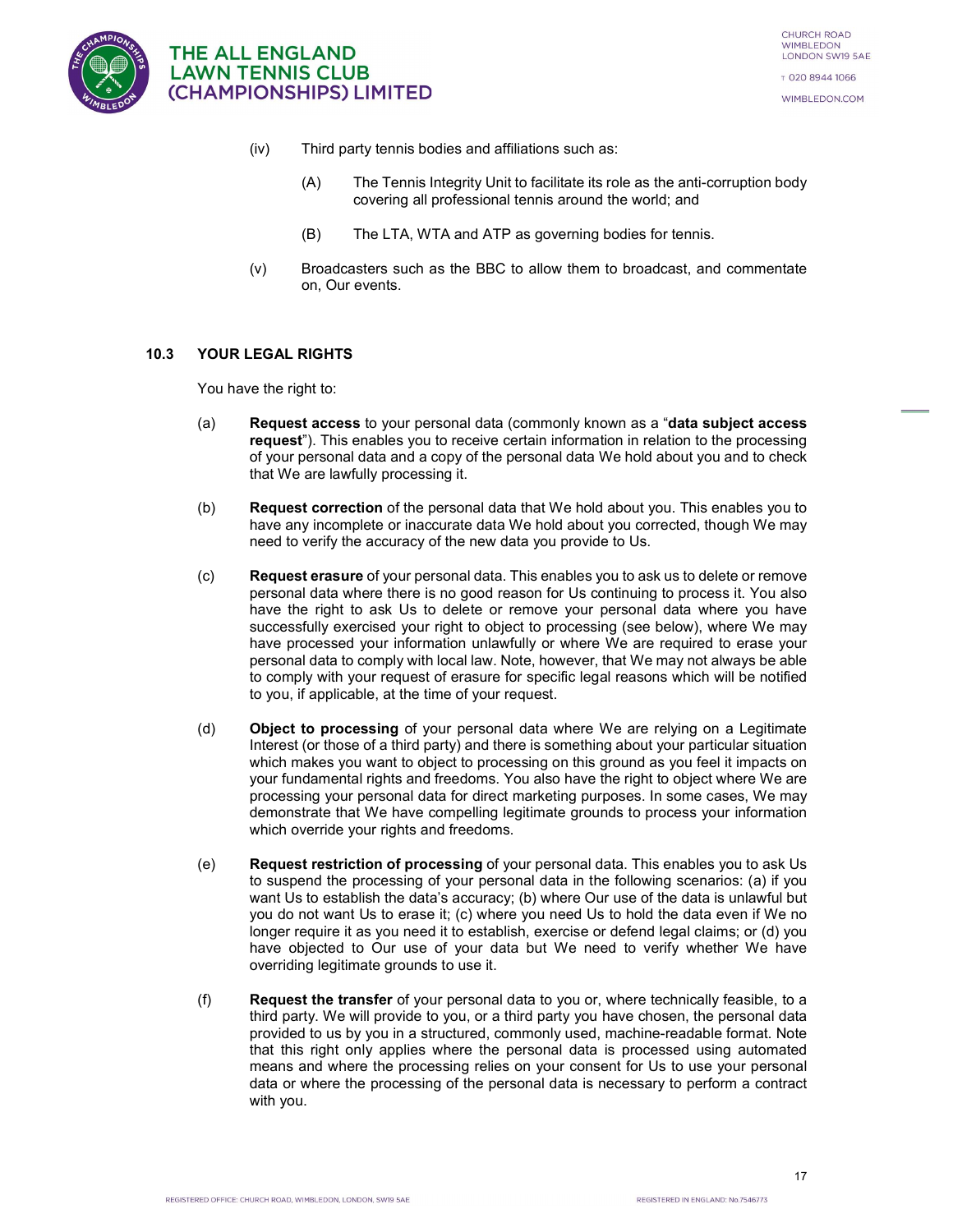(iv) Third party tennis bodies and affiliations such as:

  (A) The Tennis Integrity Unit to facilitate its role as the anti-corruption body covering all professional tennis around the world; and

  (B) The LTA, WTA and ATP as governing bodies for tennis.

(v) Broadcasters such as the BBC to allow them to broadcast, and commentate on, Our events.

### 10.3 YOUR LEGAL RIGHTS

You have the right to:

(a) **Request access** to your personal data (commonly known as a "**data subject access request**"). This enables you to receive certain information in relation to the processing of your personal data and a copy of the personal data We hold about you and to check that We are lawfully processing it.

(b) **Request correction** of the personal data that We hold about you. This enables you to have any incomplete or inaccurate data We hold about you corrected, though We may need to verify the accuracy of the new data you provide to Us.

(c) **Request erasure** of your personal data. This enables you to ask us to delete or remove personal data where there is no good reason for Us continuing to process it. You also have the right to ask Us to delete or remove your personal data where you have successfully exercised your right to object to processing (see below), where We may have processed your information unlawfully or where We are required to erase your personal data to comply with local law. Note, however, that We may not always be able to comply with your request of erasure for specific legal reasons which will be notified to you, if applicable, at the time of your request.

(d) **Object to processing** of your personal data where We are relying on a Legitimate Interest (or those of a third party) and there is something about your particular situation which makes you want to object to processing on this ground as you feel it impacts on your fundamental rights and freedoms. You also have the right to object where We are processing your personal data for direct marketing purposes. In some cases, We may demonstrate that We have compelling legitimate grounds to process your information which override your rights and freedoms.

(e) **Request restriction of processing** of your personal data. This enables you to ask Us to suspend the processing of your personal data in the following scenarios: (a) if you want Us to establish the data's accuracy; (b) where Our use of the data is unlawful but you do not want Us to erase it; (c) where you need Us to hold the data even if We no longer require it as you need it to establish, exercise or defend legal claims; or (d) you have objected to Our use of your data but We need to verify whether We have overriding legitimate grounds to use it.

(f) **Request the transfer** of your personal data to you or, where technically feasible, to a third party. We will provide to you, or a third party you have chosen, the personal data provided to us by you in a structured, commonly used, machine-readable format. Note that this right only applies where the personal data is processed using automated means and where the processing relies on your consent for Us to use your personal data or where the processing of the personal data is necessary to perform a contract with you.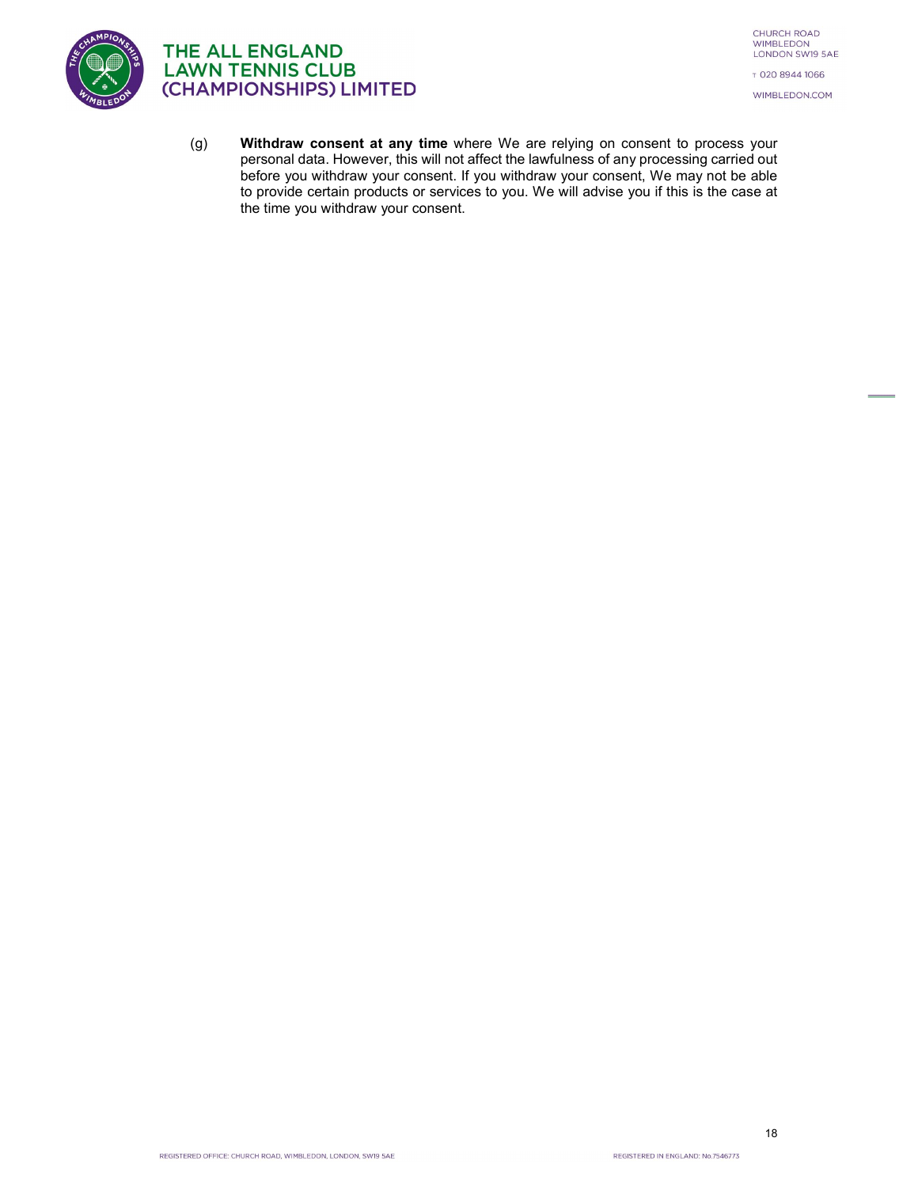(g) **Withdraw consent at any time** where We are relying on consent to process your personal data. However, this will not affect the lawfulness of any processing carried out before you withdraw your consent. If you withdraw your consent, We may not be able to provide certain products or services to you. We will advise you if this is the case at the time you withdraw your consent.